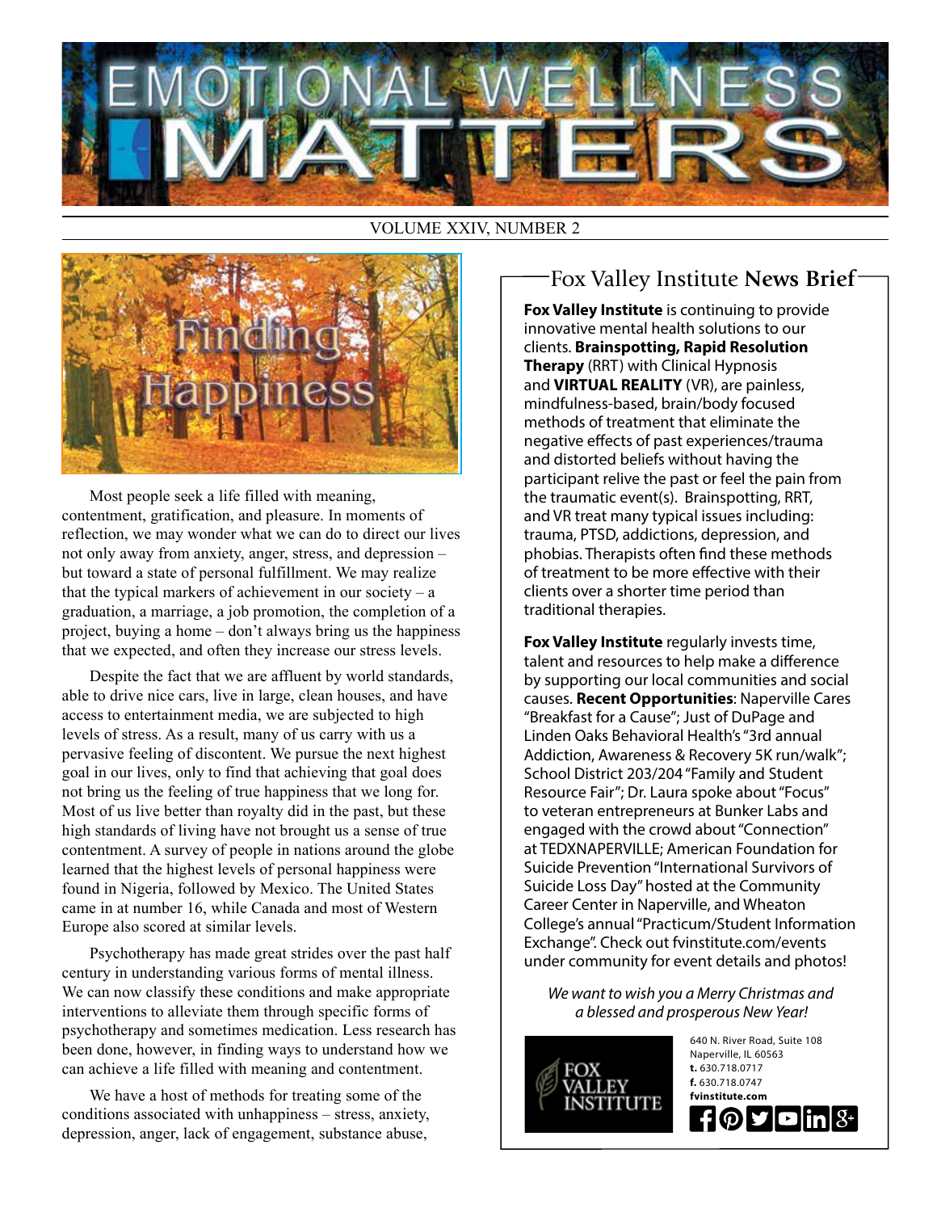# EMOTIONAL WELLNESS MATTERS

VOLUME XXIV, NUMBER 2

## Finding Happiness

Most people seek a life filled with meaning, contentment, gratification, and pleasure. In moments of reflection, we may wonder what we can do to direct our lives not only away from anxiety, anger, stress, and depression – but toward a state of personal fulfillment. We may realize that the typical markers of achievement in our society – a graduation, a marriage, a job promotion, the completion of a project, buying a home – don't always bring us the happiness that we expected, and often they increase our stress levels.

Despite the fact that we are affluent by world standards, able to drive nice cars, live in large, clean houses, and have access to entertainment media, we are subjected to high levels of stress. As a result, many of us carry with us a pervasive feeling of discontent. We pursue the next highest goal in our lives, only to find that achieving that goal does not bring us the feeling of true happiness that we long for. Most of us live better than royalty did in the past, but these high standards of living have not brought us a sense of true contentment. A survey of people in nations around the globe learned that the highest levels of personal happiness were found in Nigeria, followed by Mexico. The United States came in at number 16, while Canada and most of Western Europe also scored at similar levels.

Psychotherapy has made great strides over the past half century in understanding various forms of mental illness. We can now classify these conditions and make appropriate interventions to alleviate them through specific forms of psychotherapy and sometimes medication. Less research has been done, however, in finding ways to understand how we can achieve a life filled with meaning and contentment.

We have a host of methods for treating some of the conditions associated with unhappiness – stress, anxiety, depression, anger, lack of engagement, substance abuse,

## Fox Valley Institute **News Brief**

**Fox Valley Institute** is continuing to provide innovative mental health solutions to our clients. **Brainspotting, Rapid Resolution Therapy** (RRT) with Clinical Hypnosis and **VIRTUAL REALITY** (VR), are painless, mindfulness-based, brain/body focused methods of treatment that eliminate the negative effects of past experiences/trauma and distorted beliefs without having the participant relive the past or feel the pain from the traumatic event(s). Brainspotting, RRT, and VR treat many typical issues including: trauma, PTSD, addictions, depression, and phobias. Therapists often find these methods of treatment to be more effective with their clients over a shorter time period than traditional therapies.

**Fox Valley Institute** regularly invests time, talent and resources to help make a difference by supporting our local communities and social causes. **Recent Opportunities**: Naperville Cares "Breakfast for a Cause"; Just of DuPage and Linden Oaks Behavioral Health's "3rd annual Addiction, Awareness & Recovery 5K run/walk"; School District 203/204 "Family and Student Resource Fair"; Dr. Laura spoke about "Focus" to veteran entrepreneurs at Bunker Labs and engaged with the crowd about "Connection" at TEDXNAPERVILLE; American Foundation for Suicide Prevention "International Survivors of Suicide Loss Day" hosted at the Community Career Center in Naperville, and Wheaton College's annual "Practicum/Student Information Exchange". Check out fvinstitute.com/events under community for event details and photos!

*We want to wish you a Merry Christmas and a blessed and prosperous New Year!*

FOX VALLEY INSTITUTE

640 N. River Road, Suite 108
Naperville, IL 60563
**t.** 630.718.0717
**f.** 630.718.0747
**fvinstitute.com**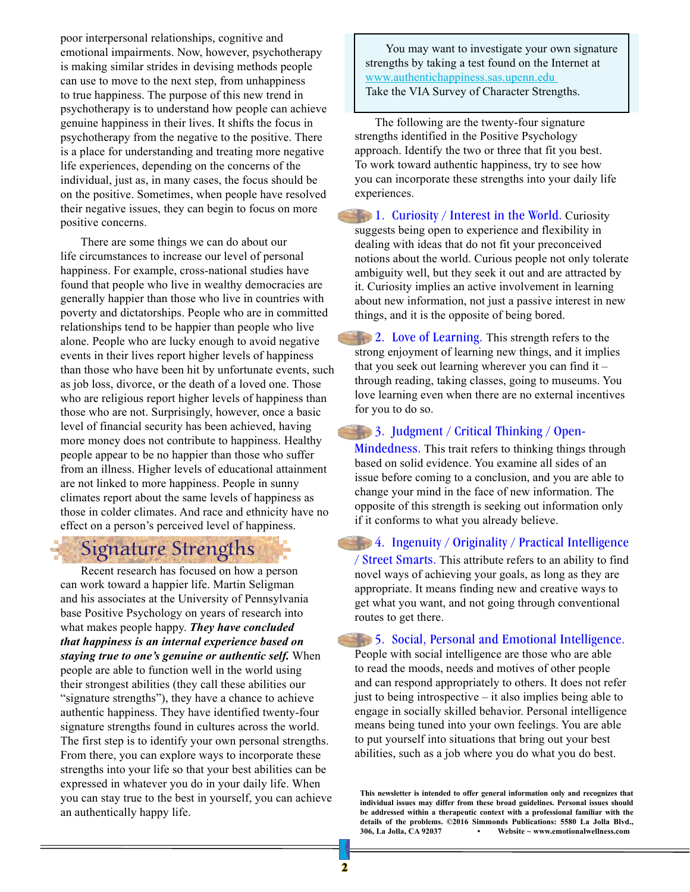poor interpersonal relationships, cognitive and emotional impairments. Now, however, psychotherapy is making similar strides in devising methods people can use to move to the next step, from unhappiness to true happiness. The purpose of this new trend in psychotherapy is to understand how people can achieve genuine happiness in their lives. It shifts the focus in psychotherapy from the negative to the positive. There is a place for understanding and treating more negative life experiences, depending on the concerns of the individual, just as, in many cases, the focus should be on the positive. Sometimes, when people have resolved their negative issues, they can begin to focus on more positive concerns.

There are some things we can do about our life circumstances to increase our level of personal happiness. For example, cross-national studies have found that people who live in wealthy democracies are generally happier than those who live in countries with poverty and dictatorships. People who are in committed relationships tend to be happier than people who live alone. People who are lucky enough to avoid negative events in their lives report higher levels of happiness than those who have been hit by unfortunate events, such as job loss, divorce, or the death of a loved one. Those who are religious report higher levels of happiness than those who are not. Surprisingly, however, once a basic level of financial security has been achieved, having more money does not contribute to happiness. Healthy people appear to be no happier than those who suffer from an illness. Higher levels of educational attainment are not linked to more happiness. People in sunny climates report about the same levels of happiness as those in colder climates. And race and ethnicity have no effect on a person's perceived level of happiness.

## Signature Strengths

Recent research has focused on how a person can work toward a happier life. Martin Seligman and his associates at the University of Pennsylvania base Positive Psychology on years of research into what makes people happy. ***They have concluded that happiness is an internal experience based on staying true to one's genuine or authentic self.*** When people are able to function well in the world using their strongest abilities (they call these abilities our "signature strengths"), they have a chance to achieve authentic happiness. They have identified twenty-four signature strengths found in cultures across the world. The first step is to identify your own personal strengths. From there, you can explore ways to incorporate these strengths into your life so that your best abilities can be expressed in whatever you do in your daily life. When you can stay true to the best in yourself, you can achieve an authentically happy life.

> You may want to investigate your own signature strengths by taking a test found on the Internet at www.authentichappiness.sas.upenn.edu
> Take the VIA Survey of Character Strengths.

The following are the twenty-four signature strengths identified in the Positive Psychology approach. Identify the two or three that fit you best. To work toward authentic happiness, try to see how you can incorporate these strengths into your daily life experiences.

**1. Curiosity / Interest in the World.** Curiosity suggests being open to experience and flexibility in dealing with ideas that do not fit your preconceived notions about the world. Curious people not only tolerate ambiguity well, but they seek it out and are attracted by it. Curiosity implies an active involvement in learning about new information, not just a passive interest in new things, and it is the opposite of being bored.

**2. Love of Learning.** This strength refers to the strong enjoyment of learning new things, and it implies that you seek out learning wherever you can find it – through reading, taking classes, going to museums. You love learning even when there are no external incentives for you to do so.

**3. Judgment / Critical Thinking / Open-Mindedness.** This trait refers to thinking things through based on solid evidence. You examine all sides of an issue before coming to a conclusion, and you are able to change your mind in the face of new information. The opposite of this strength is seeking out information only if it conforms to what you already believe.

**4. Ingenuity / Originality / Practical Intelligence / Street Smarts.** This attribute refers to an ability to find novel ways of achieving your goals, as long as they are appropriate. It means finding new and creative ways to get what you want, and not going through conventional routes to get there.

**5. Social, Personal and Emotional Intelligence.** People with social intelligence are those who are able to read the moods, needs and motives of other people and can respond appropriately to others. It does not refer just to being introspective – it also implies being able to engage in socially skilled behavior. Personal intelligence means being tuned into your own feelings. You are able to put yourself into situations that bring out your best abilities, such as a job where you do what you do best.

**This newsletter is intended to offer general information only and recognizes that individual issues may differ from these broad guidelines. Personal issues should be addressed within a therapeutic context with a professional familiar with the details of the problems. ©2016 Simmonds Publications: 5580 La Jolla Blvd., 306, La Jolla, CA 92037 • Website ~ www.emotionalwellness.com**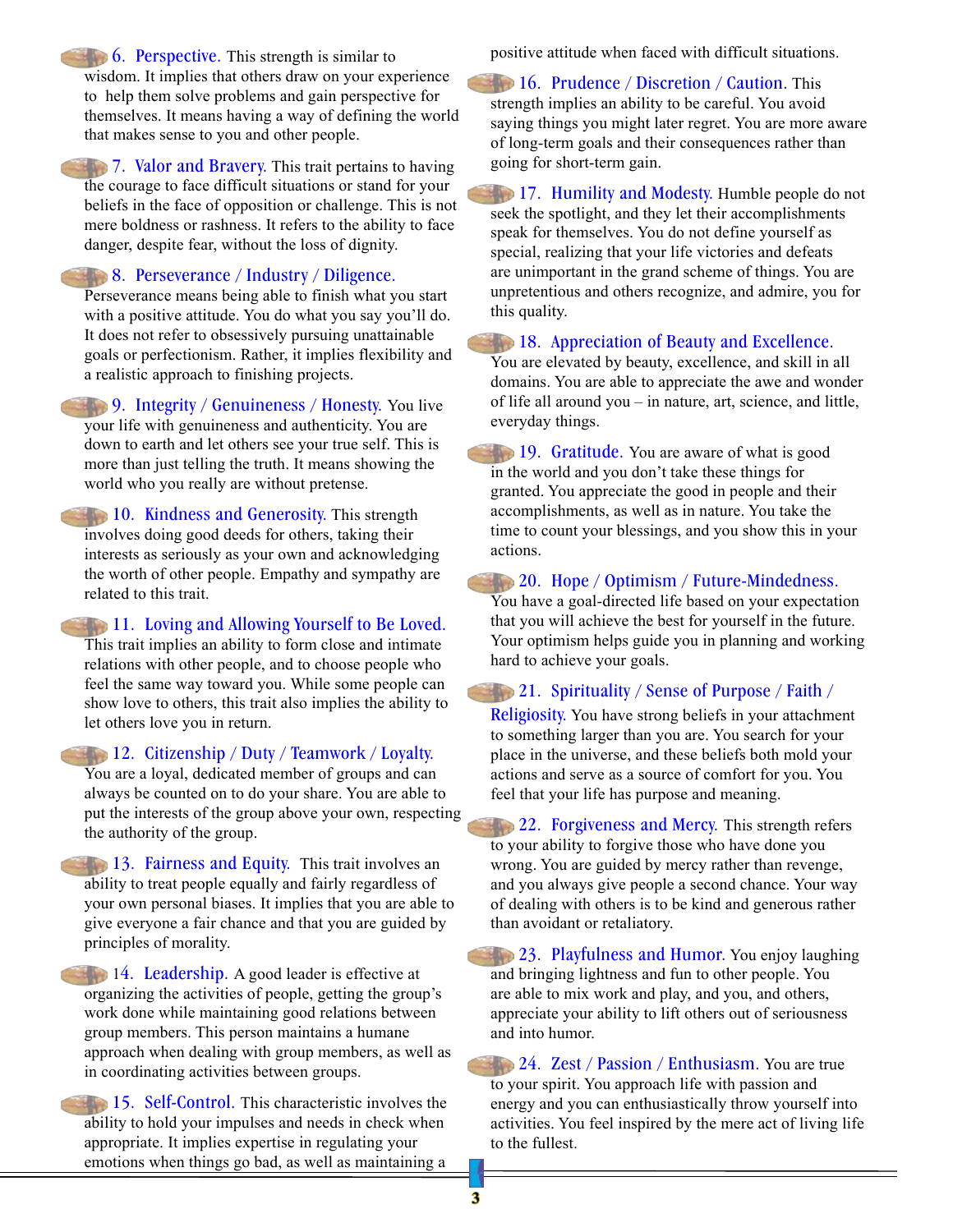**6. Perspective.** This strength is similar to wisdom. It implies that others draw on your experience to help them solve problems and gain perspective for themselves. It means having a way of defining the world that makes sense to you and other people.

**7. Valor and Bravery.** This trait pertains to having the courage to face difficult situations or stand for your beliefs in the face of opposition or challenge. This is not mere boldness or rashness. It refers to the ability to face danger, despite fear, without the loss of dignity.

**8. Perseverance / Industry / Diligence.** Perseverance means being able to finish what you start with a positive attitude. You do what you say you'll do. It does not refer to obsessively pursuing unattainable goals or perfectionism. Rather, it implies flexibility and a realistic approach to finishing projects.

**9. Integrity / Genuineness / Honesty.** You live your life with genuineness and authenticity. You are down to earth and let others see your true self. This is more than just telling the truth. It means showing the world who you really are without pretense.

**10. Kindness and Generosity.** This strength involves doing good deeds for others, taking their interests as seriously as your own and acknowledging the worth of other people. Empathy and sympathy are related to this trait.

**11. Loving and Allowing Yourself to Be Loved.** This trait implies an ability to form close and intimate relations with other people, and to choose people who feel the same way toward you. While some people can show love to others, this trait also implies the ability to let others love you in return.

**12. Citizenship / Duty / Teamwork / Loyalty.** You are a loyal, dedicated member of groups and can always be counted on to do your share. You are able to put the interests of the group above your own, respecting the authority of the group.

**13. Fairness and Equity.** This trait involves an ability to treat people equally and fairly regardless of your own personal biases. It implies that you are able to give everyone a fair chance and that you are guided by principles of morality.

**14. Leadership.** A good leader is effective at organizing the activities of people, getting the group's work done while maintaining good relations between group members. This person maintains a humane approach when dealing with group members, as well as in coordinating activities between groups.

**15. Self-Control.** This characteristic involves the ability to hold your impulses and needs in check when appropriate. It implies expertise in regulating your emotions when things go bad, as well as maintaining a positive attitude when faced with difficult situations.

**16. Prudence / Discretion / Caution.** This strength implies an ability to be careful. You avoid saying things you might later regret. You are more aware of long-term goals and their consequences rather than going for short-term gain.

**17. Humility and Modesty.** Humble people do not seek the spotlight, and they let their accomplishments speak for themselves. You do not define yourself as special, realizing that your life victories and defeats are unimportant in the grand scheme of things. You are unpretentious and others recognize, and admire, you for this quality.

**18. Appreciation of Beauty and Excellence.** You are elevated by beauty, excellence, and skill in all domains. You are able to appreciate the awe and wonder of life all around you – in nature, art, science, and little, everyday things.

**19. Gratitude.** You are aware of what is good in the world and you don't take these things for granted. You appreciate the good in people and their accomplishments, as well as in nature. You take the time to count your blessings, and you show this in your actions.

**20. Hope / Optimism / Future-Mindedness.** You have a goal-directed life based on your expectation that you will achieve the best for yourself in the future. Your optimism helps guide you in planning and working hard to achieve your goals.

**21. Spirituality / Sense of Purpose / Faith / Religiosity.** You have strong beliefs in your attachment to something larger than you are. You search for your place in the universe, and these beliefs both mold your actions and serve as a source of comfort for you. You feel that your life has purpose and meaning.

**22. Forgiveness and Mercy.** This strength refers to your ability to forgive those who have done you wrong. You are guided by mercy rather than revenge, and you always give people a second chance. Your way of dealing with others is to be kind and generous rather than avoidant or retaliatory.

**23. Playfulness and Humor.** You enjoy laughing and bringing lightness and fun to other people. You are able to mix work and play, and you, and others, appreciate your ability to lift others out of seriousness and into humor.

**24. Zest / Passion / Enthusiasm.** You are true to your spirit. You approach life with passion and energy and you can enthusiastically throw yourself into activities. You feel inspired by the mere act of living life to the fullest.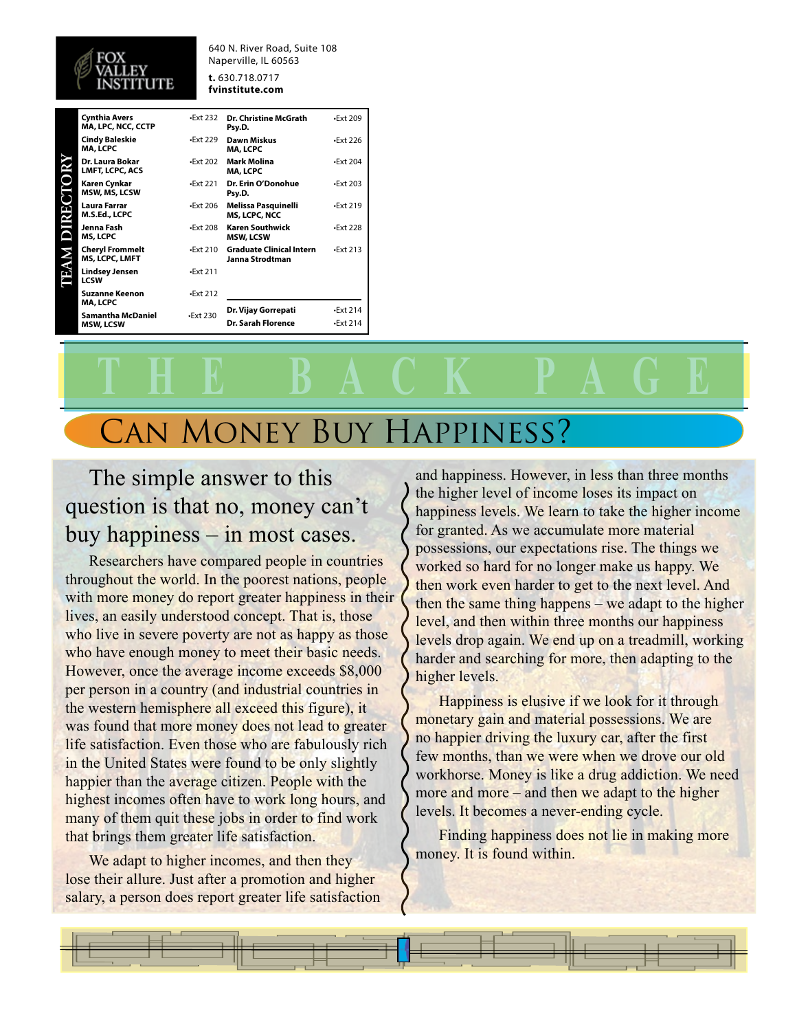FOX VALLEY INSTITUTE

640 N. River Road, Suite 108
Naperville, IL 60563

**t.** 630.718.0717
**fvinstitute.com**

## TEAM DIRECTORY

| | | | |
|---|---|---|---|
| **Cynthia Avers** MA, LPC, NCC, CCTP | •Ext 232 | **Dr. Christine McGrath** Psy.D. | •Ext 209 |
| **Cindy Baleskie** MA, LCPC | •Ext 229 | **Dawn Miskus** MA, LCPC | •Ext 226 |
| **Dr. Laura Bokar** LMFT, LCPC, ACS | •Ext 202 | **Mark Molina** MA, LCPC | •Ext 204 |
| **Karen Cynkar** MSW, MS, LCSW | •Ext 221 | **Dr. Erin O'Donohue** Psy.D. | •Ext 203 |
| **Laura Farrar** M.S.Ed., LCPC | •Ext 206 | **Melissa Pasquinelli** MS, LCPC, NCC | •Ext 219 |
| **Jenna Fash** MS, LCPC | •Ext 208 | **Karen Southwick** MSW, LCSW | •Ext 228 |
| **Cheryl Frommelt** MS, LCPC, LMFT | •Ext 210 | **Graduate Clinical Intern** Janna Strodtman | •Ext 213 |
| **Lindsey Jensen** LCSW | •Ext 211 | | |
| **Suzanne Keenon** MA, LCPC | •Ext 212 | | |
| **Samantha McDaniel** MSW, LCSW | •Ext 230 | **Dr. Vijay Gorrepati** | •Ext 214 |
| | | **Dr. Sarah Florence** | •Ext 214 |

# THE BACK PAGE

## Can Money Buy Happiness?

The simple answer to this question is that no, money can't buy happiness – in most cases.

Researchers have compared people in countries throughout the world. In the poorest nations, people with more money do report greater happiness in their lives, an easily understood concept. That is, those who live in severe poverty are not as happy as those who have enough money to meet their basic needs. However, once the average income exceeds $8,000 per person in a country (and industrial countries in the western hemisphere all exceed this figure), it was found that more money does not lead to greater life satisfaction. Even those who are fabulously rich in the United States were found to be only slightly happier than the average citizen. People with the highest incomes often have to work long hours, and many of them quit these jobs in order to find work that brings them greater life satisfaction.

We adapt to higher incomes, and then they lose their allure. Just after a promotion and higher salary, a person does report greater life satisfaction and happiness. However, in less than three months the higher level of income loses its impact on happiness levels. We learn to take the higher income for granted. As we accumulate more material possessions, our expectations rise. The things we worked so hard for no longer make us happy. We then work even harder to get to the next level. And then the same thing happens – we adapt to the higher level, and then within three months our happiness levels drop again. We end up on a treadmill, working harder and searching for more, then adapting to the higher levels.

Happiness is elusive if we look for it through monetary gain and material possessions. We are no happier driving the luxury car, after the first few months, than we were when we drove our old workhorse. Money is like a drug addiction. We need more and more – and then we adapt to the higher levels. It becomes a never-ending cycle.

Finding happiness does not lie in making more money. It is found within.